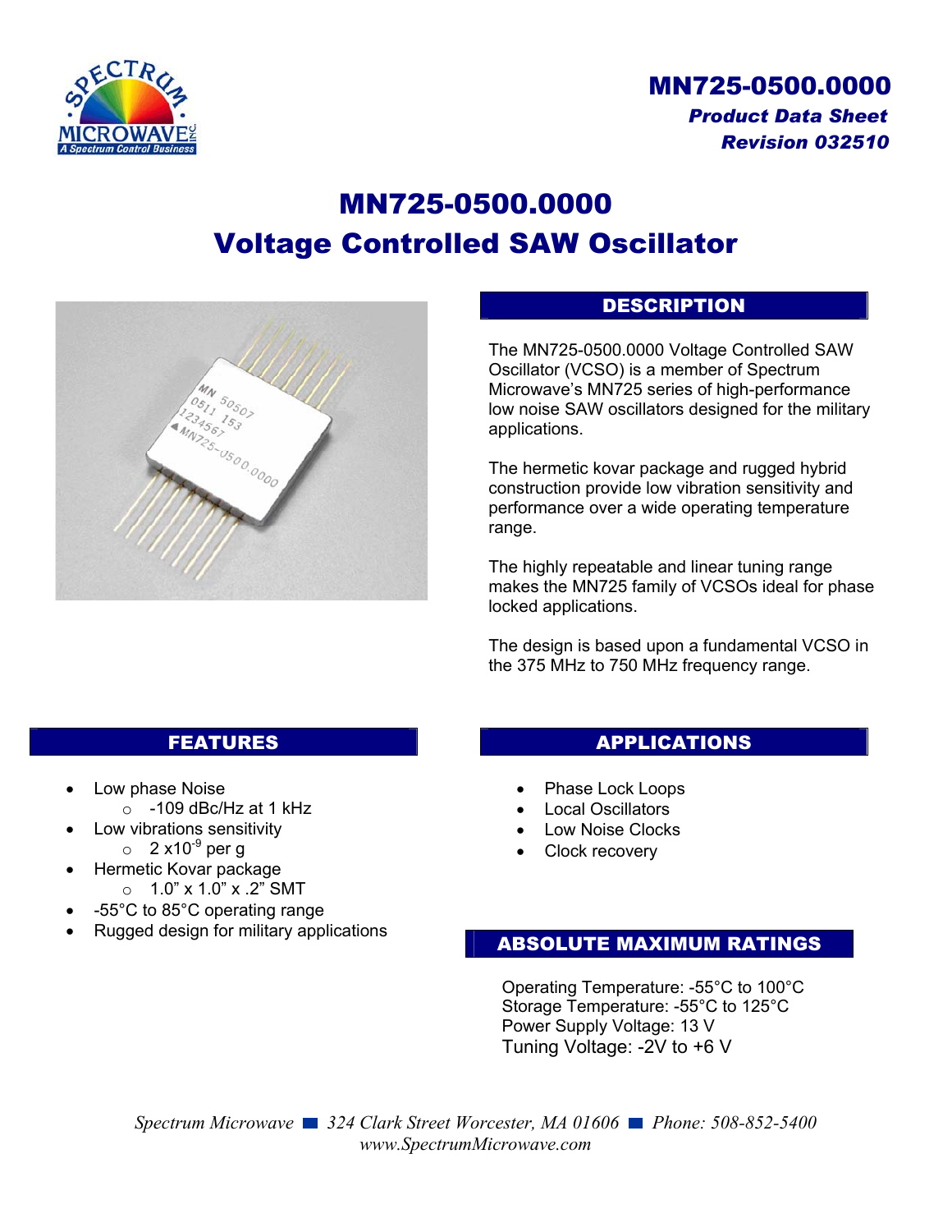# MN725-0500.0000

***Product Data Sheet***

***Revision 032510***

# MN725-0500.0000 Voltage Controlled SAW Oscillator

## DESCRIPTION

The MN725-0500.0000 Voltage Controlled SAW Oscillator (VCSO) is a member of Spectrum Microwave's MN725 series of high-performance low noise SAW oscillators designed for the military applications.

The hermetic kovar package and rugged hybrid construction provide low vibration sensitivity and performance over a wide operating temperature range.

The highly repeatable and linear tuning range makes the MN725 family of VCSOs ideal for phase locked applications.

The design is based upon a fundamental VCSO in the 375 MHz to 750 MHz frequency range.

## FEATURES

- Low phase Noise
  - -109 dBc/Hz at 1 kHz
- Low vibrations sensitivity
  - 2 x$10^{-9}$ per g
- Hermetic Kovar package
  - 1.0" x 1.0" x .2" SMT
- -55°C to 85°C operating range
- Rugged design for military applications

## APPLICATIONS

- Phase Lock Loops
- Local Oscillators
- Low Noise Clocks
- Clock recovery

## ABSOLUTE MAXIMUM RATINGS

Operating Temperature: -55°C to 100°C
Storage Temperature: -55°C to 125°C
Power Supply Voltage: 13 V
Tuning Voltage: -2V to +6 V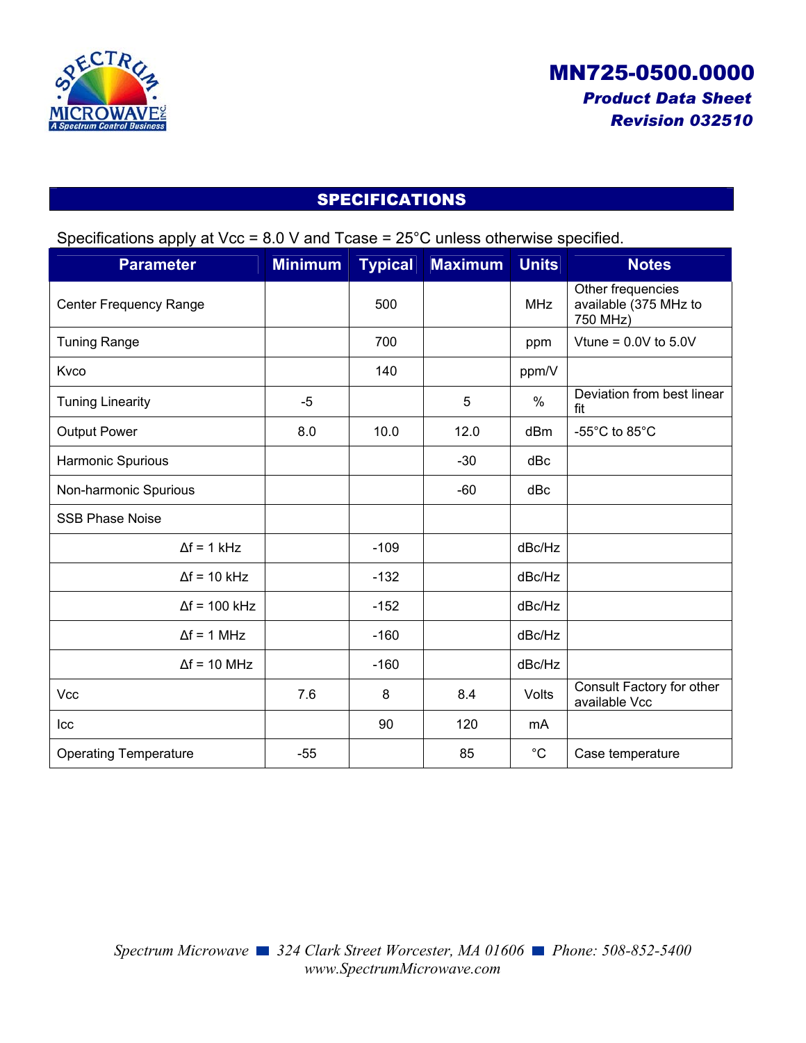# MN725-0500.0000

***Product Data Sheet***

***Revision 032510***

## SPECIFICATIONS

Specifications apply at Vcc = 8.0 V and Tcase = 25°C unless otherwise specified.

| Parameter | Minimum | Typical | Maximum | Units | Notes |
|---|---|---|---|---|---|
| Center Frequency Range | | 500 | | MHz | Other frequencies available (375 MHz to 750 MHz) |
| Tuning Range | | 700 | | ppm | Vtune = 0.0V to 5.0V |
| Kvco | | 140 | | ppm/V | |
| Tuning Linearity | -5 | | 5 | % | Deviation from best linear fit |
| Output Power | 8.0 | 10.0 | 12.0 | dBm | -55°C to 85°C |
| Harmonic Spurious | | | -30 | dBc | |
| Non-harmonic Spurious | | | -60 | dBc | |
| SSB Phase Noise | | | | | |
| Δf = 1 kHz | | -109 | | dBc/Hz | |
| Δf = 10 kHz | | -132 | | dBc/Hz | |
| Δf = 100 kHz | | -152 | | dBc/Hz | |
| Δf = 1 MHz | | -160 | | dBc/Hz | |
| Δf = 10 MHz | | -160 | | dBc/Hz | |
| Vcc | 7.6 | 8 | 8.4 | Volts | Consult Factory for other available Vcc |
| Icc | | 90 | 120 | mA | |
| Operating Temperature | -55 | | 85 | °C | Case temperature |

*Spectrum Microwave ■ 324 Clark Street Worcester, MA 01606 ■ Phone: 508-852-5400*
*www.SpectrumMicrowave.com*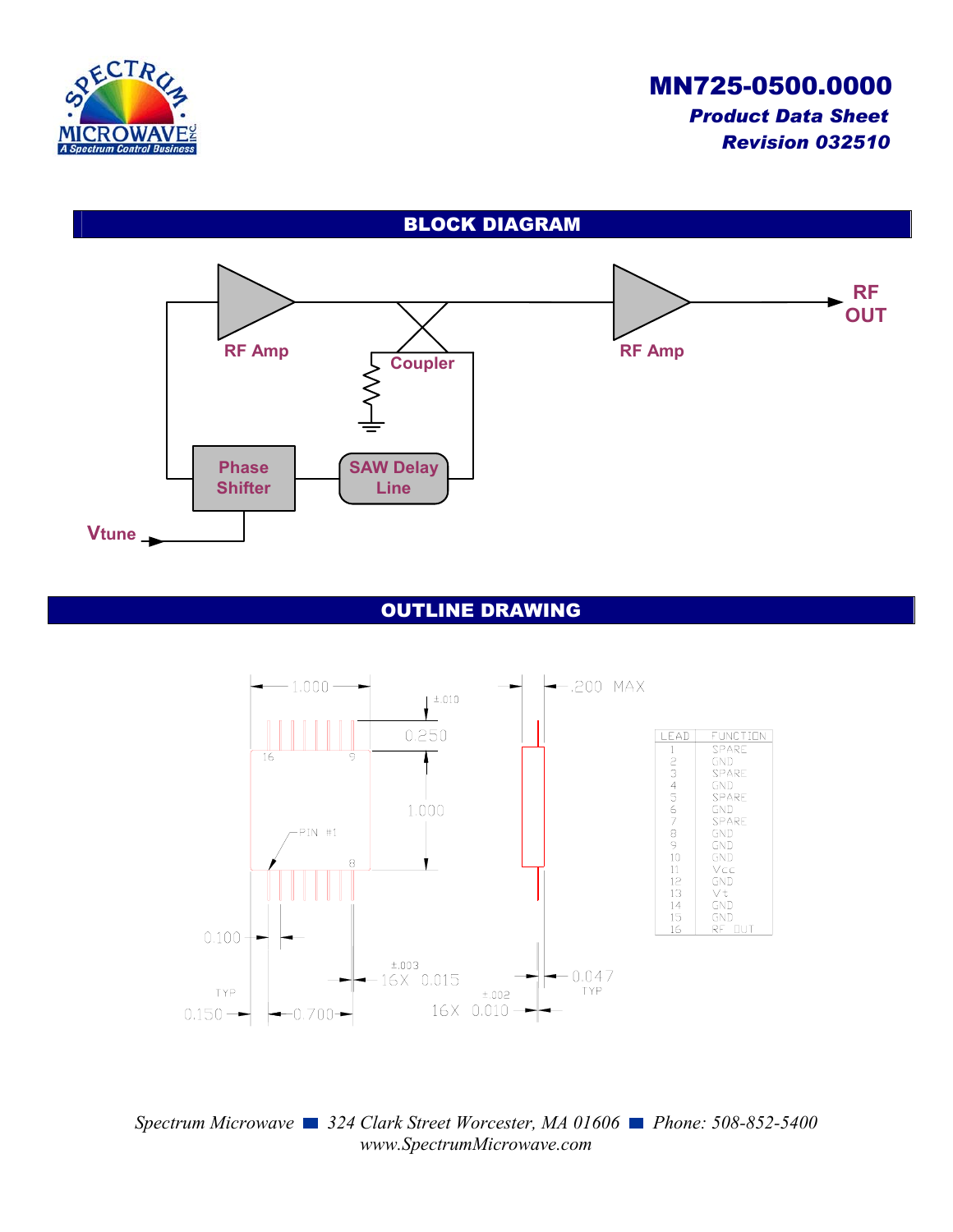# MN725-0500.0000

***Product Data Sheet***

***Revision 032510***

## BLOCK DIAGRAM

RF Amp

Coupler

RF Amp

RF OUT

Phase Shifter

SAW Delay Line

Vtune

## OUTLINE DRAWING

1.000

±.010

0.250

1.000

16

9

PIN #1

8

.200 MAX

0.100

TYP

0.150

0.700

±.003

16X 0.015

±.002

16X 0.010

0.047

TYP

| LEAD | FUNCTION |
|---|---|
| 1 | SPARE |
| 2 | GND |
| 3 | SPARE |
| 4 | GND |
| 5 | SPARE |
| 6 | GND |
| 7 | SPARE |
| 8 | GND |
| 9 | GND |
| 10 | GND |
| 11 | Vcc |
| 12 | GND |
| 13 | Vt |
| 14 | GND |
| 15 | GND |
| 16 | RF OUT |

*Spectrum Microwave ■ 324 Clark Street Worcester, MA 01606 ■ Phone: 508-852-5400*
*www.SpectrumMicrowave.com*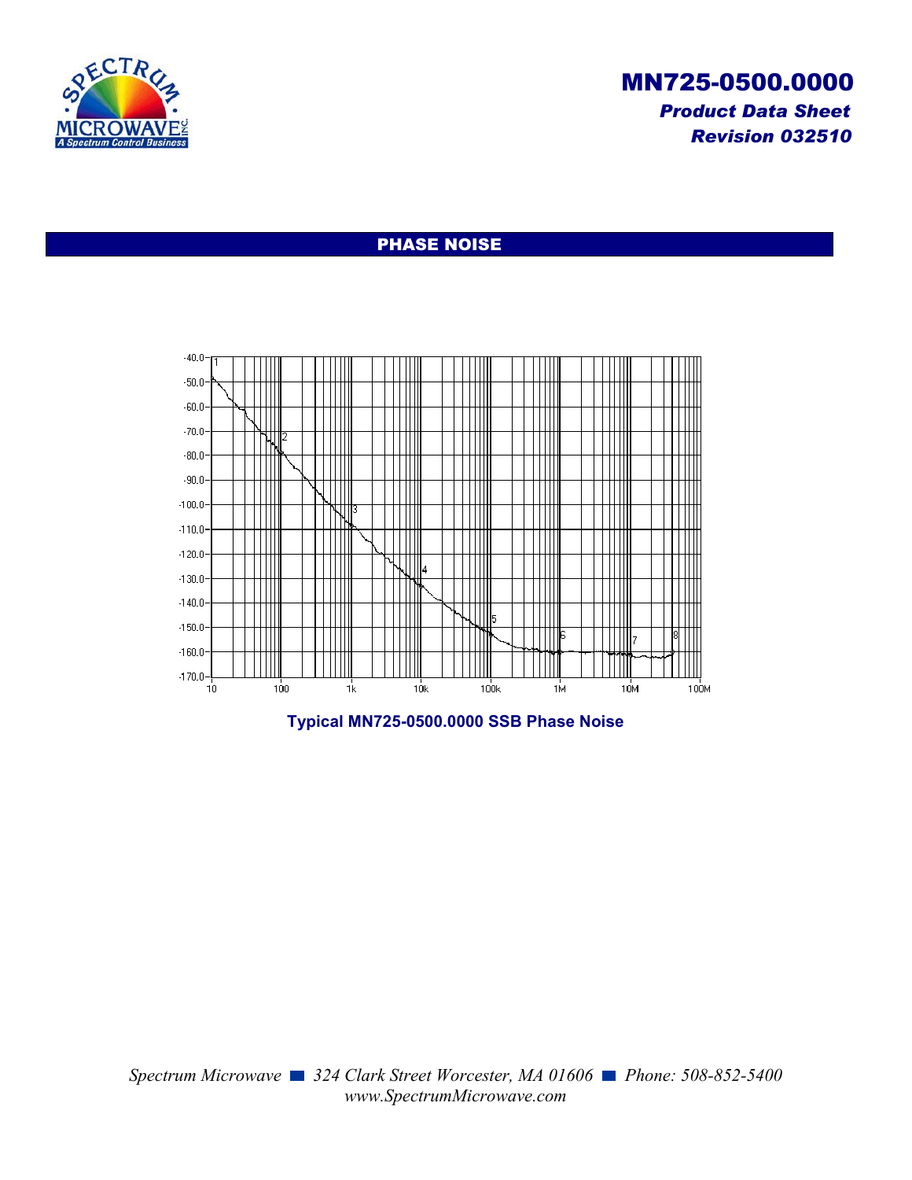# MN725-0500.0000

***Product Data Sheet***

***Revision 032510***

## PHASE NOISE

-40.0
-50.0
-60.0
-70.0
-80.0
-90.0
-100.0
-110.0
-120.0
-130.0
-140.0
-150.0
-160.0
-170.0

10
100
1k
10k
100k
1M
10M
100M

1 2 3 4 5 6 7 8

**Typical MN725-0500.0000 SSB Phase Noise**

*Spectrum Microwave ■ 324 Clark Street Worcester, MA 01606 ■ Phone: 508-852-5400*
*www.SpectrumMicrowave.com*